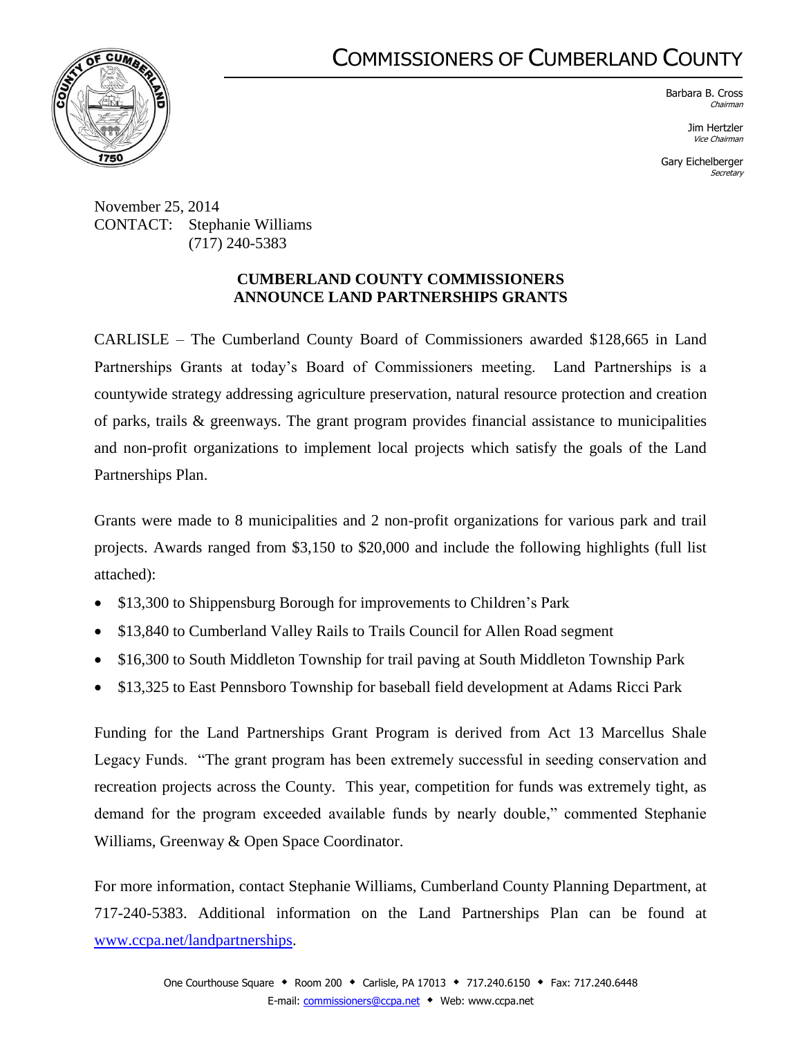# COMMISSIONERS OF CUMBERLAND COUNTY

Barbara B. Cross
*Chairman*

Jim Hertzler
*Vice Chairman*

Gary Eichelberger
*Secretary*

November 25, 2014
CONTACT: Stephanie Williams
(717) 240-5383

**CUMBERLAND COUNTY COMMISSIONERS ANNOUNCE LAND PARTNERSHIPS GRANTS**

CARLISLE – The Cumberland County Board of Commissioners awarded $128,665 in Land Partnerships Grants at today's Board of Commissioners meeting. Land Partnerships is a countywide strategy addressing agriculture preservation, natural resource protection and creation of parks, trails & greenways. The grant program provides financial assistance to municipalities and non-profit organizations to implement local projects which satisfy the goals of the Land Partnerships Plan.

Grants were made to 8 municipalities and 2 non-profit organizations for various park and trail projects. Awards ranged from $3,150 to $20,000 and include the following highlights (full list attached):

- $13,300 to Shippensburg Borough for improvements to Children's Park
- $13,840 to Cumberland Valley Rails to Trails Council for Allen Road segment
- $16,300 to South Middleton Township for trail paving at South Middleton Township Park
- $13,325 to East Pennsboro Township for baseball field development at Adams Ricci Park

Funding for the Land Partnerships Grant Program is derived from Act 13 Marcellus Shale Legacy Funds. "The grant program has been extremely successful in seeding conservation and recreation projects across the County. This year, competition for funds was extremely tight, as demand for the program exceeded available funds by nearly double," commented Stephanie Williams, Greenway & Open Space Coordinator.

For more information, contact Stephanie Williams, Cumberland County Planning Department, at 717-240-5383. Additional information on the Land Partnerships Plan can be found at [www.ccpa.net/landpartnerships](www.ccpa.net/landpartnerships).

One Courthouse Square ◆ Room 200 ◆ Carlisle, PA 17013 ◆ 717.240.6150 ◆ Fax: 717.240.6448
E-mail: commissioners@ccpa.net ◆ Web: www.ccpa.net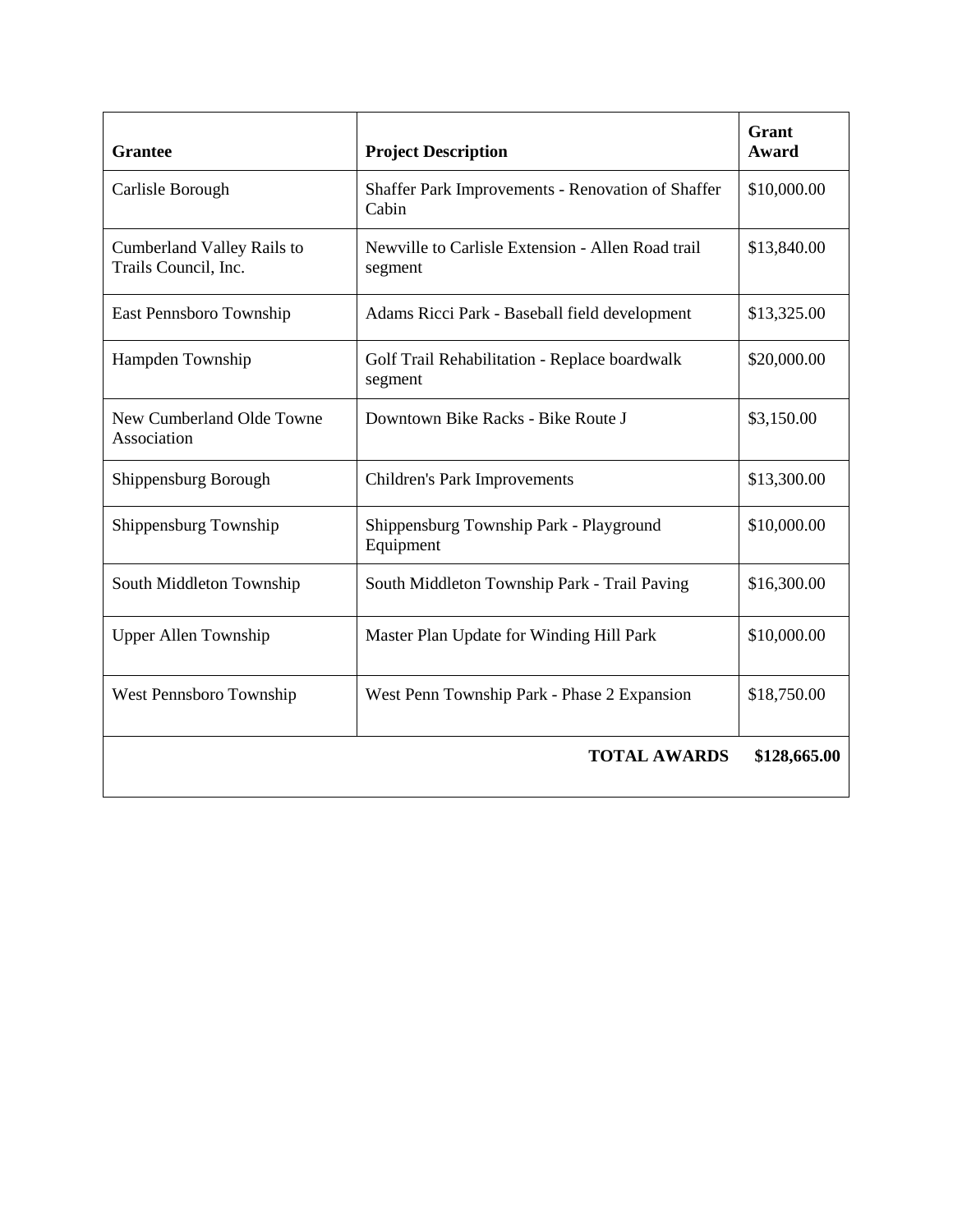| Grantee | Project Description | Grant Award |
|---|---|---|
| Carlisle Borough | Shaffer Park Improvements - Renovation of Shaffer Cabin | $10,000.00 |
| Cumberland Valley Rails to Trails Council, Inc. | Newville to Carlisle Extension - Allen Road trail segment | $13,840.00 |
| East Pennsboro Township | Adams Ricci Park - Baseball field development | $13,325.00 |
| Hampden Township | Golf Trail Rehabilitation - Replace boardwalk segment | $20,000.00 |
| New Cumberland Olde Towne Association | Downtown Bike Racks - Bike Route J | $3,150.00 |
| Shippensburg Borough | Children's Park Improvements | $13,300.00 |
| Shippensburg Township | Shippensburg Township Park - Playground Equipment | $10,000.00 |
| South Middleton Township | South Middleton Township Park - Trail Paving | $16,300.00 |
| Upper Allen Township | Master Plan Update for Winding Hill Park | $10,000.00 |
| West Pennsboro Township | West Penn Township Park - Phase 2 Expansion | $18,750.00 |
| | **TOTAL AWARDS** | **$128,665.00** |